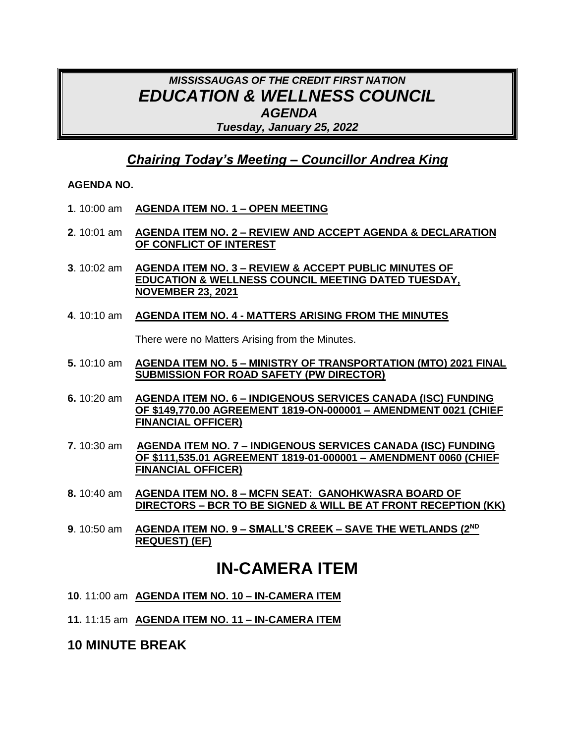# *MISSISSAUGAS OF THE CREDIT FIRST NATION*
# *EDUCATION & WELLNESS COUNCIL*
## *AGENDA*
### *Tuesday, January 25, 2022*

## *Chairing Today's Meeting – Councillor Andrea King*

**AGENDA NO.**

**1**. 10:00 am **AGENDA ITEM NO. 1 – OPEN MEETING**

**2**. 10:01 am **AGENDA ITEM NO. 2 – REVIEW AND ACCEPT AGENDA & DECLARATION OF CONFLICT OF INTEREST**

**3**. 10:02 am **AGENDA ITEM NO. 3 – REVIEW & ACCEPT PUBLIC MINUTES OF EDUCATION & WELLNESS COUNCIL MEETING DATED TUESDAY, NOVEMBER 23, 2021**

**4**. 10:10 am **AGENDA ITEM NO. 4 - MATTERS ARISING FROM THE MINUTES**

There were no Matters Arising from the Minutes.

**5.** 10:10 am **AGENDA ITEM NO. 5 – MINISTRY OF TRANSPORTATION (MTO) 2021 FINAL SUBMISSION FOR ROAD SAFETY (PW DIRECTOR)**

**6.** 10:20 am **AGENDA ITEM NO. 6 – INDIGENOUS SERVICES CANADA (ISC) FUNDING OF $149,770.00 AGREEMENT 1819-ON-000001 – AMENDMENT 0021 (CHIEF FINANCIAL OFFICER)**

**7.** 10:30 am **AGENDA ITEM NO. 7 – INDIGENOUS SERVICES CANADA (ISC) FUNDING OF $111,535.01 AGREEMENT 1819-01-000001 – AMENDMENT 0060 (CHIEF FINANCIAL OFFICER)**

**8.** 10:40 am **AGENDA ITEM NO. 8 – MCFN SEAT: GANOHKWASRA BOARD OF DIRECTORS – BCR TO BE SIGNED & WILL BE AT FRONT RECEPTION (KK)**

**9**. 10:50 am **AGENDA ITEM NO. 9 – SMALL'S CREEK – SAVE THE WETLANDS (2ND REQUEST) (EF)**

# IN-CAMERA ITEM

**10**. 11:00 am **AGENDA ITEM NO. 10 – IN-CAMERA ITEM**

**11.** 11:15 am **AGENDA ITEM NO. 11 – IN-CAMERA ITEM**

## 10 MINUTE BREAK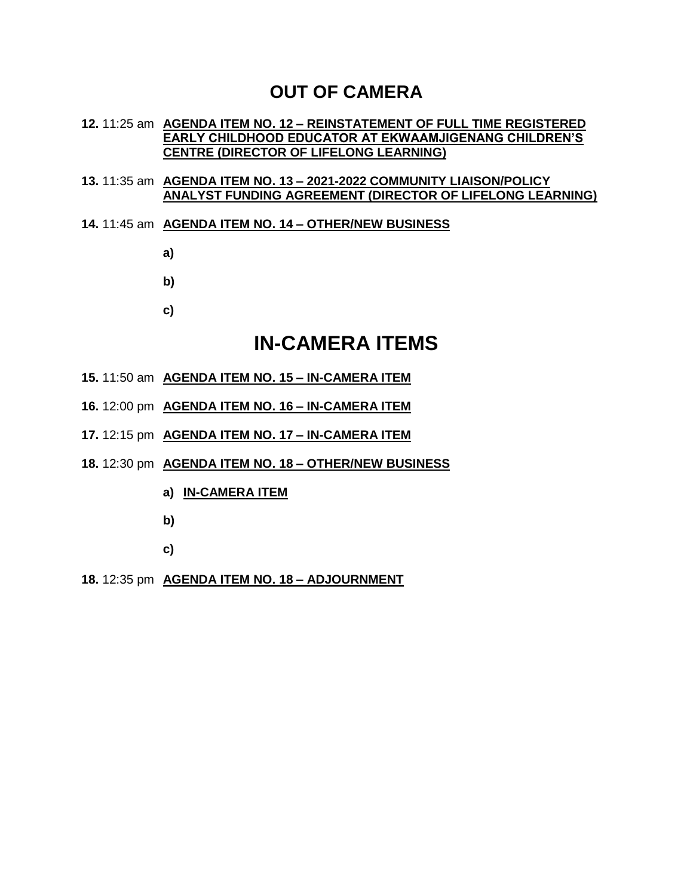## OUT OF CAMERA

**12.** 11:25 am **AGENDA ITEM NO. 12 – REINSTATEMENT OF FULL TIME REGISTERED EARLY CHILDHOOD EDUCATOR AT EKWAAMJIGENANG CHILDREN'S CENTRE (DIRECTOR OF LIFELONG LEARNING)**

**13.** 11:35 am **AGENDA ITEM NO. 13 – 2021-2022 COMMUNITY LIAISON/POLICY ANALYST FUNDING AGREEMENT (DIRECTOR OF LIFELONG LEARNING)**

**14.** 11:45 am **AGENDA ITEM NO. 14 – OTHER/NEW BUSINESS**

**a)**

**b)**

**c)**

## IN-CAMERA ITEMS

**15.** 11:50 am **AGENDA ITEM NO. 15 – IN-CAMERA ITEM**

**16.** 12:00 pm **AGENDA ITEM NO. 16 – IN-CAMERA ITEM**

**17.** 12:15 pm **AGENDA ITEM NO. 17 – IN-CAMERA ITEM**

**18.** 12:30 pm **AGENDA ITEM NO. 18 – OTHER/NEW BUSINESS**

**a) IN-CAMERA ITEM**

**b)**

**c)**

**18.** 12:35 pm **AGENDA ITEM NO. 18 – ADJOURNMENT**